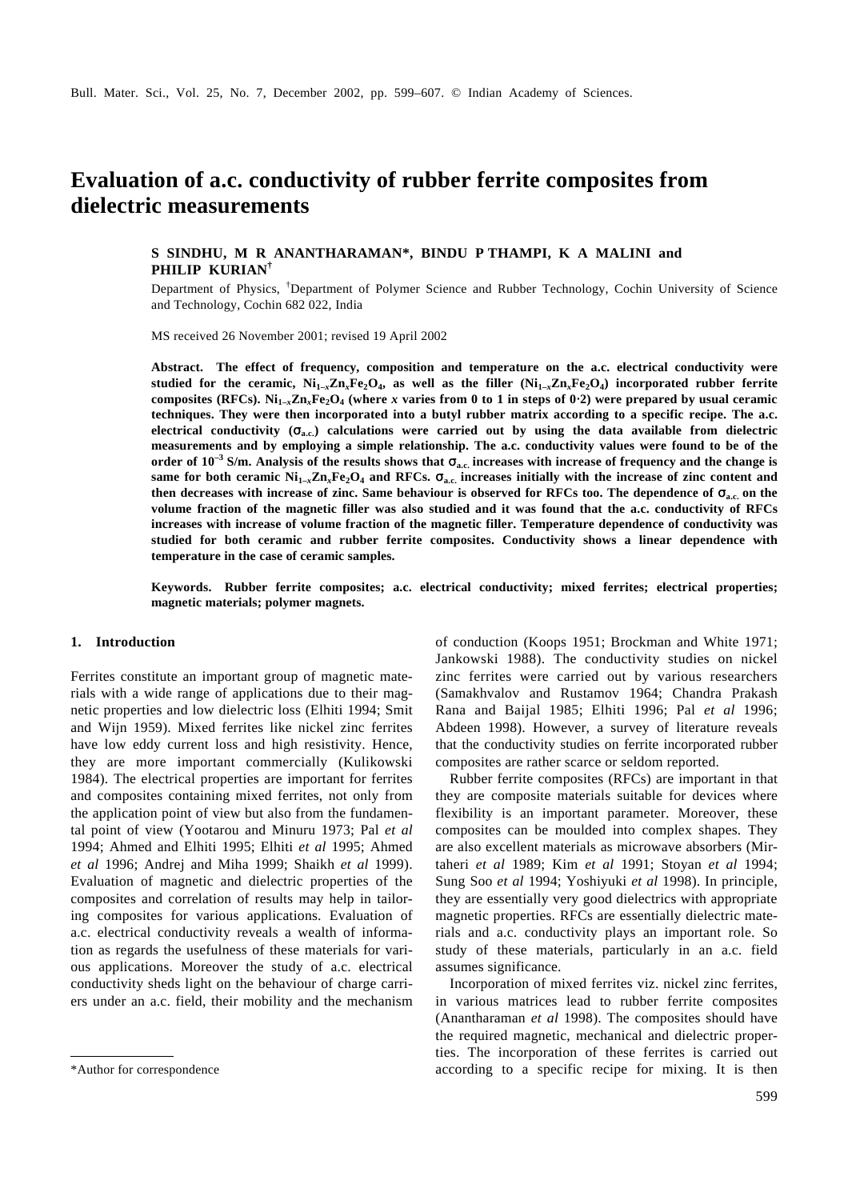# Evaluation of a.c. conductivity of rubber ferrite composites from dielectric measurements

**S SINDHU, M R ANANTHARAMAN*, BINDU P THAMPI, K A MALINI and PHILIP KURIAN[†]**

Department of Physics, [†]Department of Polymer Science and Rubber Technology, Cochin University of Science and Technology, Cochin 682 022, India

MS received 26 November 2001; revised 19 April 2002

**Abstract.** **The effect of frequency, composition and temperature on the a.c. electrical conductivity were studied for the ceramic, $Ni_{1-x}Zn_xFe_2O_4$, as well as the filler ($Ni_{1-x}Zn_xFe_2O_4$) incorporated rubber ferrite composites (RFCs). $Ni_{1-x}Zn_xFe_2O_4$ (where $x$ varies from 0 to 1 in steps of 0·2) were prepared by usual ceramic techniques. They were then incorporated into a butyl rubber matrix according to a specific recipe. The a.c. electrical conductivity ($\sigma_{a.c.}$) calculations were carried out by using the data available from dielectric measurements and by employing a simple relationship. The a.c. conductivity values were found to be of the order of $10^{-3}$ S/m. Analysis of the results shows that $\sigma_{a.c.}$ increases with increase of frequency and the change is same for both ceramic $Ni_{1-x}Zn_xFe_2O_4$ and RFCs. $\sigma_{a.c.}$ increases initially with the increase of zinc content and then decreases with increase of zinc. Same behaviour is observed for RFCs too. The dependence of $\sigma_{a.c.}$ on the volume fraction of the magnetic filler was also studied and it was found that the a.c. conductivity of RFCs increases with increase of volume fraction of the magnetic filler. Temperature dependence of conductivity was studied for both ceramic and rubber ferrite composites. Conductivity shows a linear dependence with temperature in the case of ceramic samples.**

**Keywords.** **Rubber ferrite composites; a.c. electrical conductivity; mixed ferrites; electrical properties; magnetic materials; polymer magnets.**

## 1. Introduction

Ferrites constitute an important group of magnetic materials with a wide range of applications due to their magnetic properties and low dielectric loss (Elhiti 1994; Smit and Wijn 1959). Mixed ferrites like nickel zinc ferrites have low eddy current loss and high resistivity. Hence, they are more important commercially (Kulikowski 1984). The electrical properties are important for ferrites and composites containing mixed ferrites, not only from the application point of view but also from the fundamental point of view (Yootarou and Minuru 1973; Pal *et al* 1994; Ahmed and Elhiti 1995; Elhiti *et al* 1995; Ahmed *et al* 1996; Andrej and Miha 1999; Shaikh *et al* 1999). Evaluation of magnetic and dielectric properties of the composites and correlation of results may help in tailoring composites for various applications. Evaluation of a.c. electrical conductivity reveals a wealth of information as regards the usefulness of these materials for various applications. Moreover the study of a.c. electrical conductivity sheds light on the behaviour of charge carriers under an a.c. field, their mobility and the mechanism of conduction (Koops 1951; Brockman and White 1971; Jankowski 1988). The conductivity studies on nickel zinc ferrites were carried out by various researchers (Samakhvalov and Rustamov 1964; Chandra Prakash Rana and Baijal 1985; Elhiti 1996; Pal *et al* 1996; Abdeen 1998). However, a survey of literature reveals that the conductivity studies on ferrite incorporated rubber composites are rather scarce or seldom reported.

Rubber ferrite composites (RFCs) are important in that they are composite materials suitable for devices where flexibility is an important parameter. Moreover, these composites can be moulded into complex shapes. They are also excellent materials as microwave absorbers (Mirtaheri *et al* 1989; Kim *et al* 1991; Stoyan *et al* 1994; Sung Soo *et al* 1994; Yoshiyuki *et al* 1998). In principle, they are essentially very good dielectrics with appropriate magnetic properties. RFCs are essentially dielectric materials and a.c. conductivity plays an important role. So study of these materials, particularly in an a.c. field assumes significance.

Incorporation of mixed ferrites viz. nickel zinc ferrites, in various matrices lead to rubber ferrite composites (Anantharaman *et al* 1998). The composites should have the required magnetic, mechanical and dielectric properties. The incorporation of these ferrites is carried out according to a specific recipe for mixing. It is then

*Author for correspondence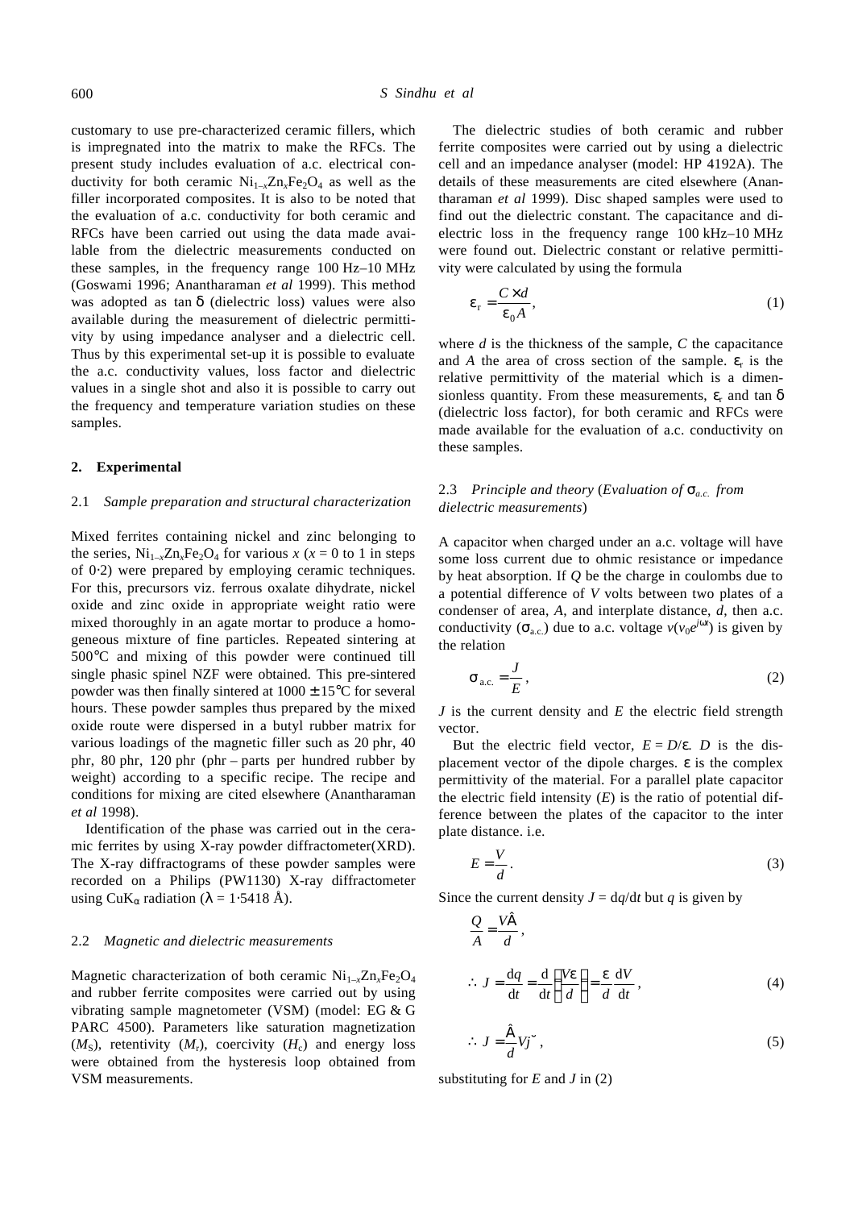customary to use pre-characterized ceramic fillers, which is impregnated into the matrix to make the RFCs. The present study includes evaluation of a.c. electrical conductivity for both ceramic $Ni_{1-x}Zn_xFe_2O_4$ as well as the filler incorporated composites. It is also to be noted that the evaluation of a.c. conductivity for both ceramic and RFCs have been carried out using the data made available from the dielectric measurements conducted on these samples, in the frequency range 100 Hz–10 MHz (Goswami 1996; Anantharaman *et al* 1999). This method was adopted as tan δ (dielectric loss) values were also available during the measurement of dielectric permittivity by using impedance analyser and a dielectric cell. Thus by this experimental set-up it is possible to evaluate the a.c. conductivity values, loss factor and dielectric values in a single shot and also it is possible to carry out the frequency and temperature variation studies on these samples.

## 2. Experimental

### 2.1 *Sample preparation and structural characterization*

Mixed ferrites containing nickel and zinc belonging to the series, $Ni_{1-x}Zn_xFe_2O_4$ for various $x$ ($x = 0$ to 1 in steps of 0·2) were prepared by employing ceramic techniques. For this, precursors viz. ferrous oxalate dihydrate, nickel oxide and zinc oxide in appropriate weight ratio were mixed thoroughly in an agate mortar to produce a homogeneous mixture of fine particles. Repeated sintering at 500°C and mixing of this powder were continued till single phasic spinel NZF were obtained. This pre-sintered powder was then finally sintered at 1000 ± 15°C for several hours. These powder samples thus prepared by the mixed oxide route were dispersed in a butyl rubber matrix for various loadings of the magnetic filler such as 20 phr, 40 phr, 80 phr, 120 phr (phr – parts per hundred rubber by weight) according to a specific recipe. The recipe and conditions for mixing are cited elsewhere (Anantharaman *et al* 1998).

Identification of the phase was carried out in the ceramic ferrites by using X-ray powder diffractometer(XRD). The X-ray diffractograms of these powder samples were recorded on a Philips (PW1130) X-ray diffractometer using $CuK_\alpha$ radiation ($\lambda$ = 1·5418 Å).

### 2.2 *Magnetic and dielectric measurements*

Magnetic characterization of both ceramic $Ni_{1-x}Zn_xFe_2O_4$ and rubber ferrite composites were carried out by using vibrating sample magnetometer (VSM) (model: EG & G PARC 4500). Parameters like saturation magnetization ($M_S$), retentivity ($M_r$), coercivity ($H_c$) and energy loss were obtained from the hysteresis loop obtained from VSM measurements.

The dielectric studies of both ceramic and rubber ferrite composites were carried out by using a dielectric cell and an impedance analyser (model: HP 4192A). The details of these measurements are cited elsewhere (Anantharaman *et al* 1999). Disc shaped samples were used to find out the dielectric constant. The capacitance and dielectric loss in the frequency range 100 kHz–10 MHz were found out. Dielectric constant or relative permittivity were calculated by using the formula

$$\varepsilon_r = \frac{C \times d}{\varepsilon_0 A}, \tag{1}$$

where $d$ is the thickness of the sample, $C$ the capacitance and $A$ the area of cross section of the sample. $\varepsilon_r$ is the relative permittivity of the material which is a dimensionless quantity. From these measurements, $\varepsilon_r$ and tan δ (dielectric loss factor), for both ceramic and RFCs were made available for the evaluation of a.c. conductivity on these samples.

### 2.3 *Principle and theory* (*Evaluation of $\sigma_{a.c.}$ from dielectric measurements*)

A capacitor when charged under an a.c. voltage will have some loss current due to ohmic resistance or impedance by heat absorption. If $Q$ be the charge in coulombs due to a potential difference of $V$ volts between two plates of a condenser of area, $A$, and interplate distance, $d$, then a.c. conductivity ($\sigma_{a.c.}$) due to a.c. voltage $v(v_0 e^{j\omega t})$ is given by the relation

$$\sigma_{a.c.} = \frac{J}{E}, \tag{2}$$

$J$ is the current density and $E$ the electric field strength vector.

But the electric field vector, $E = D/\varepsilon$. $D$ is the displacement vector of the dipole charges. $\varepsilon$ is the complex permittivity of the material. For a parallel plate capacitor the electric field intensity ($E$) is the ratio of potential difference between the plates of the capacitor to the inter plate distance. i.e.

$$E = \frac{V}{d}. \tag{3}$$

Since the current density $J = \mathrm{d}q/\mathrm{d}t$ but $q$ is given by

$$\frac{Q}{A} = \frac{V\varepsilon}{d},$$

$$\therefore\ J = \frac{\mathrm{d}q}{\mathrm{d}t} = \frac{\mathrm{d}}{\mathrm{d}t}\left(\frac{V\varepsilon}{d}\right) = \frac{\varepsilon}{d}\frac{\mathrm{d}V}{\mathrm{d}t}, \tag{4}$$

$$\therefore\ J = \frac{\varepsilon}{d} V j\omega, \tag{5}$$

substituting for $E$ and $J$ in (2)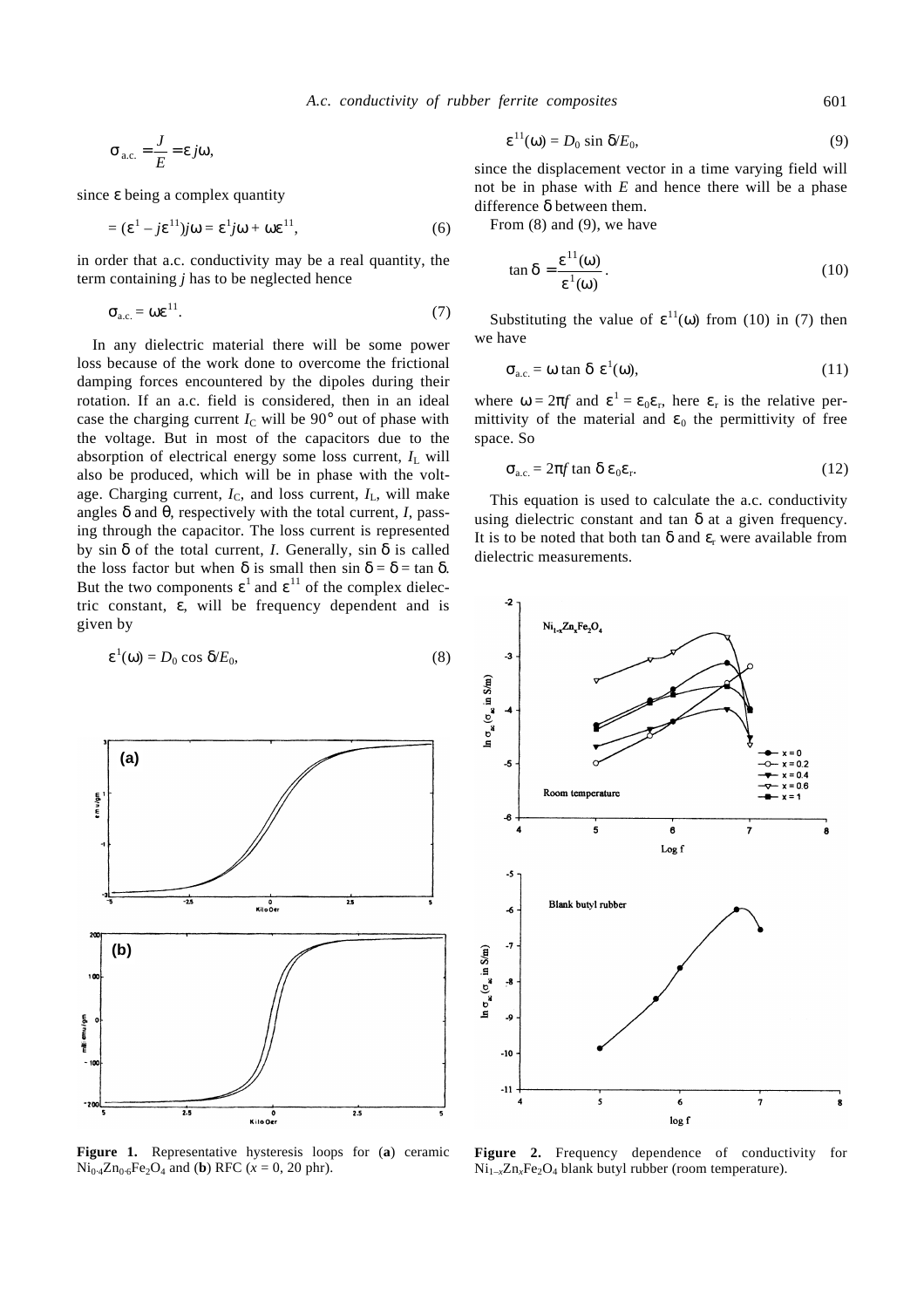$$\sigma_{\text{a.c.}} = \frac{J}{E} = \varepsilon j\omega,$$

since $\varepsilon$ being a complex quantity

$$= (\varepsilon^{1} - j\varepsilon^{11})j\omega = \varepsilon^{1} j\omega + \omega\varepsilon^{11}, \tag{6}$$

in order that a.c. conductivity may be a real quantity, the term containing $j$ has to be neglected hence

$$\sigma_{\text{a.c.}} = \omega\varepsilon^{11}. \tag{7}$$

In any dielectric material there will be some power loss because of the work done to overcome the frictional damping forces encountered by the dipoles during their rotation. If an a.c. field is considered, then in an ideal case the charging current $I_C$ will be 90° out of phase with the voltage. But in most of the capacitors due to the absorption of electrical energy some loss current, $I_L$ will also be produced, which will be in phase with the voltage. Charging current, $I_C$, and loss current, $I_L$, will make angles $\delta$ and $\theta$, respectively with the total current, $I$, passing through the capacitor. The loss current is represented by $\sin\delta$ of the total current, $I$. Generally, $\sin\delta$ is called the loss factor but when $\delta$ is small then $\sin\delta = \delta = \tan\delta$. But the two components $\varepsilon^{1}$ and $\varepsilon^{11}$ of the complex dielectric constant, $\varepsilon$, will be frequency dependent and is given by

$$\varepsilon^{1}(\omega) = D_0 \cos\delta / E_0, \tag{8}$$

$$\varepsilon^{11}(\omega) = D_0 \sin\delta / E_0, \tag{9}$$

since the displacement vector in a time varying field will not be in phase with $E$ and hence there will be a phase difference $\delta$ between them.

From (8) and (9), we have

$$\tan\delta = \frac{\varepsilon^{11}(\omega)}{\varepsilon^{1}(\omega)}. \tag{10}$$

Substituting the value of $\varepsilon^{11}(\omega)$ from (10) in (7) then we have

$$\sigma_{\text{a.c.}} = \omega \tan\delta \ \varepsilon^{1}(\omega), \tag{11}$$

where $\omega = 2\pi f$ and $\varepsilon^{1} = \varepsilon_0\varepsilon_r$, here $\varepsilon_r$ is the relative permittivity of the material and $\varepsilon_0$ the permittivity of free space. So

$$\sigma_{\text{a.c.}} = 2\pi f \tan\delta \ \varepsilon_0\varepsilon_r. \tag{12}$$

This equation is used to calculate the a.c. conductivity using dielectric constant and tan $\delta$ at a given frequency. It is to be noted that both tan $\delta$ and $\varepsilon_r$ were available from dielectric measurements.

**Figure 1.** Representative hysteresis loops for (**a**) ceramic $Ni_{0.4}Zn_{0.6}Fe_2O_4$ and (**b**) RFC ($x = 0$, 20 phr).

**Figure 2.** Frequency dependence of conductivity for $Ni_{1-x}Zn_xFe_2O_4$ blank butyl rubber (room temperature).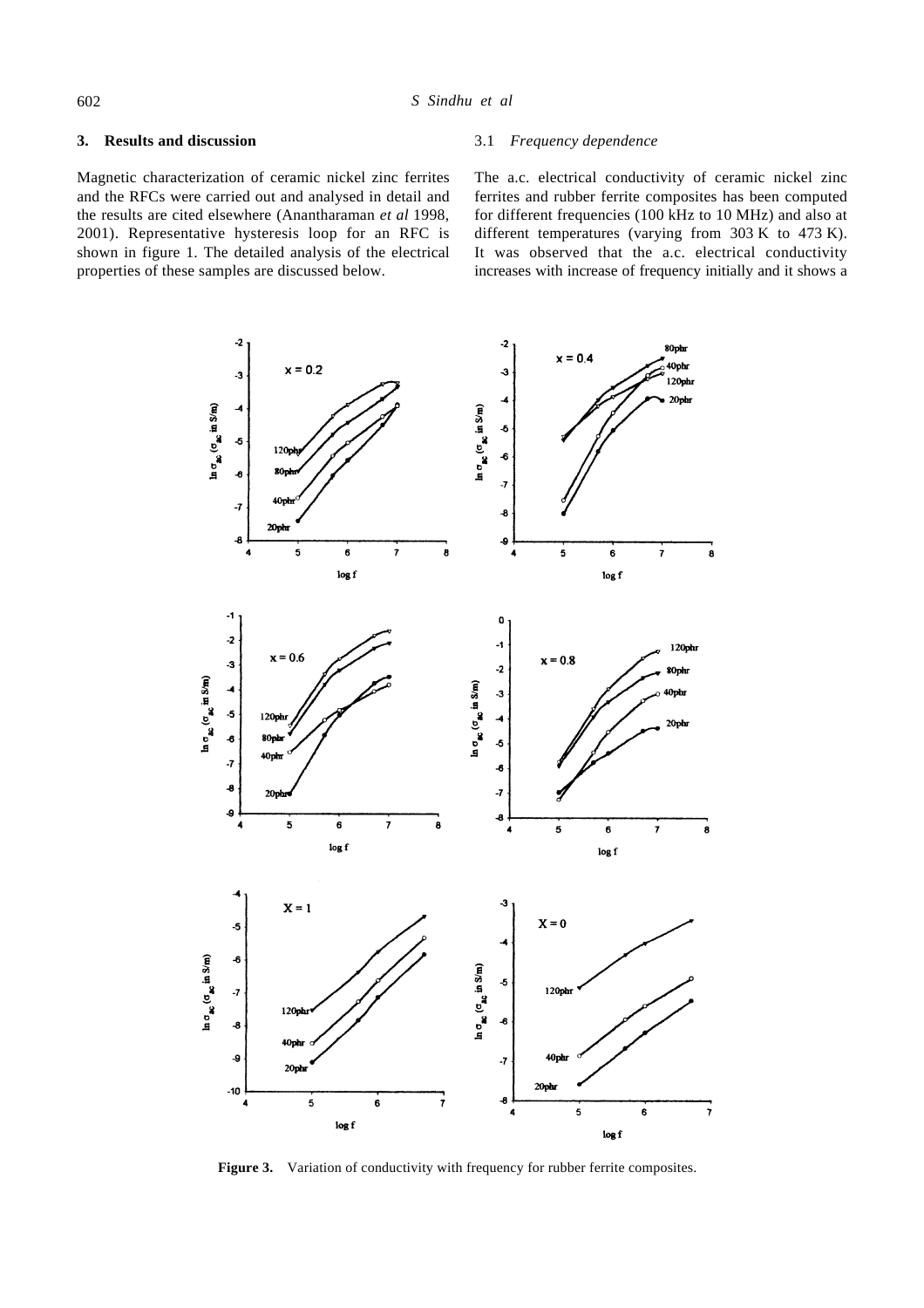## 3. Results and discussion

Magnetic characterization of ceramic nickel zinc ferrites and the RFCs were carried out and analysed in detail and the results are cited elsewhere (Anantharaman *et al* 1998, 2001). Representative hysteresis loop for an RFC is shown in figure 1. The detailed analysis of the electrical properties of these samples are discussed below.

### 3.1 *Frequency dependence*

The a.c. electrical conductivity of ceramic nickel zinc ferrites and rubber ferrite composites has been computed for different frequencies (100 kHz to 10 MHz) and also at different temperatures (varying from 303 K to 473 K). It was observed that the a.c. electrical conductivity increases with increase of frequency initially and it shows a

**Figure 3.** Variation of conductivity with frequency for rubber ferrite composites.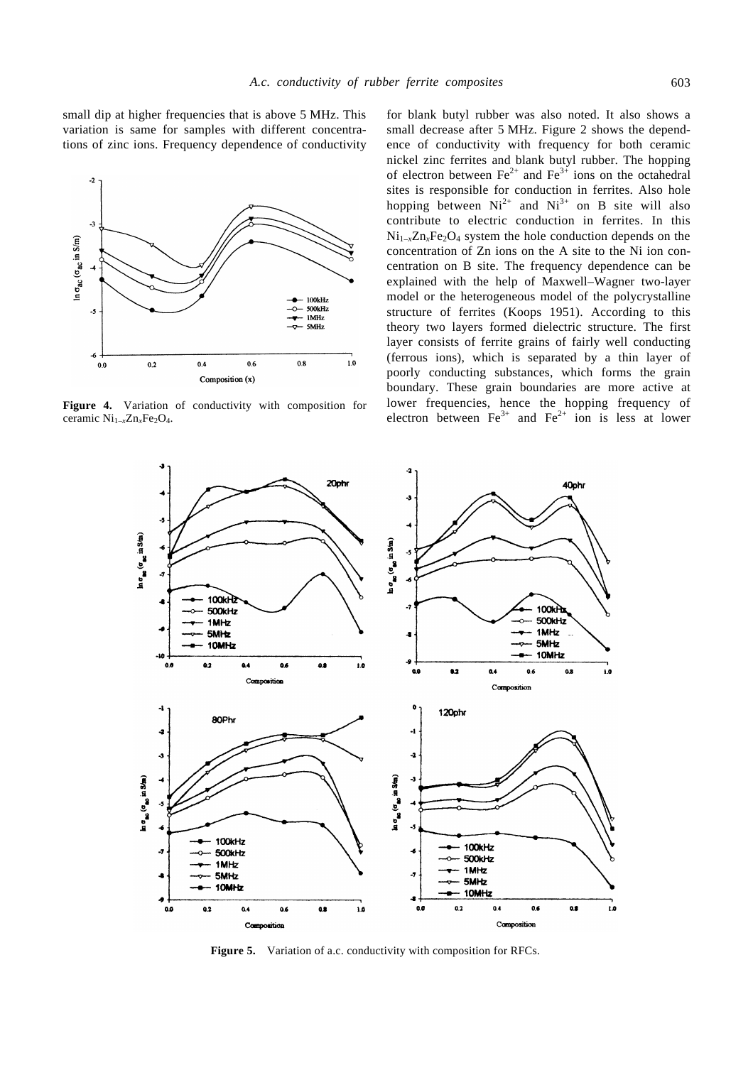small dip at higher frequencies that is above 5 MHz. This variation is same for samples with different concentrations of zinc ions. Frequency dependence of conductivity for blank butyl rubber was also noted. It also shows a small decrease after 5 MHz. Figure 2 shows the dependence of conductivity with frequency for both ceramic nickel zinc ferrites and blank butyl rubber. The hopping of electron between $Fe^{2+}$ and $Fe^{3+}$ ions on the octahedral sites is responsible for conduction in ferrites. Also hole hopping between $Ni^{2+}$ and $Ni^{3+}$ on B site will also contribute to electric conduction in ferrites. In this $Ni_{1-x}Zn_xFe_2O_4$ system the hole conduction depends on the concentration of Zn ions on the A site to the Ni ion concentration on B site. The frequency dependence can be explained with the help of Maxwell–Wagner two-layer model or the heterogeneous model of the polycrystalline structure of ferrites (Koops 1951). According to this theory two layers formed dielectric structure. The first layer consists of ferrite grains of fairly well conducting (ferrous ions), which is separated by a thin layer of poorly conducting substances, which forms the grain boundary. These grain boundaries are more active at lower frequencies, hence the hopping frequency of electron between $Fe^{3+}$ and $Fe^{2+}$ ion is less at lower

**Figure 4.** Variation of conductivity with composition for ceramic $Ni_{1-x}Zn_xFe_2O_4$.

**Figure 5.** Variation of a.c. conductivity with composition for RFCs.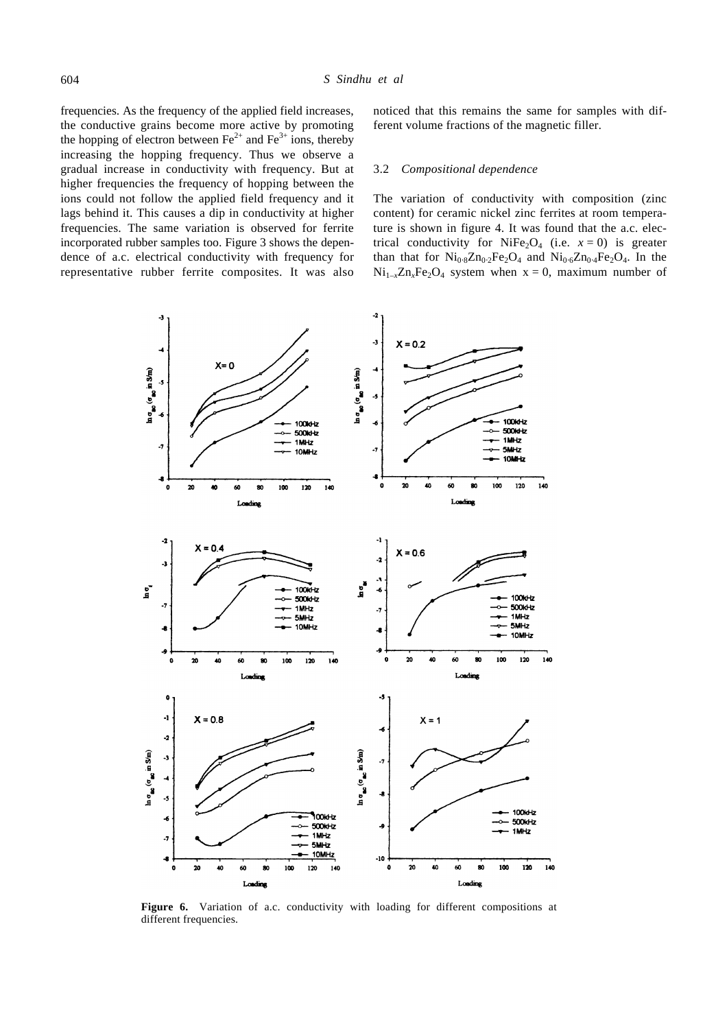frequencies. As the frequency of the applied field increases, the conductive grains become more active by promoting the hopping of electron between $Fe^{2+}$ and $Fe^{3+}$ ions, thereby increasing the hopping frequency. Thus we observe a gradual increase in conductivity with frequency. But at higher frequencies the frequency of hopping between the ions could not follow the applied field frequency and it lags behind it. This causes a dip in conductivity at higher frequencies. The same variation is observed for ferrite incorporated rubber samples too. Figure 3 shows the dependence of a.c. electrical conductivity with frequency for representative rubber ferrite composites. It was also noticed that this remains the same for samples with different volume fractions of the magnetic filler.

### 3.2 *Compositional dependence*

The variation of conductivity with composition (zinc content) for ceramic nickel zinc ferrites at room temperature is shown in figure 4. It was found that the a.c. electrical conductivity for $NiFe_2O_4$ (i.e. $x = 0$) is greater than that for $Ni_{0.8}Zn_{0.2}Fe_2O_4$ and $Ni_{0.6}Zn_{0.4}Fe_2O_4$. In the $Ni_{1-x}Zn_xFe_2O_4$ system when $x = 0$, maximum number of

**Figure 6.** Variation of a.c. conductivity with loading for different compositions at different frequencies.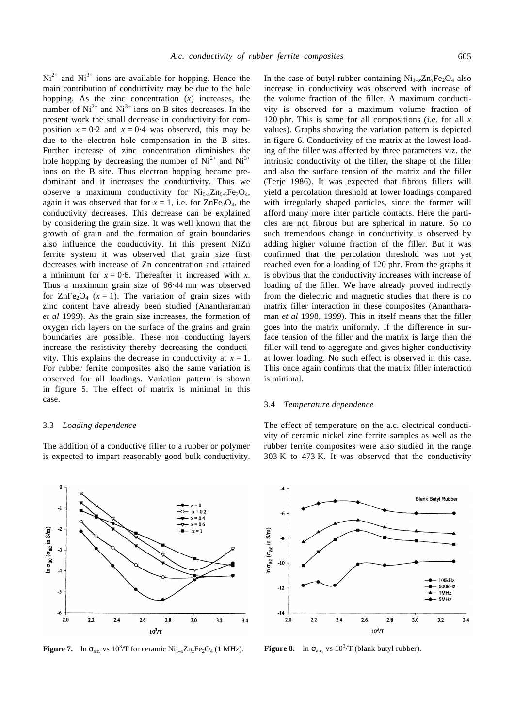$Ni^{2+}$ and $Ni^{3+}$ ions are available for hopping. Hence the main contribution of conductivity may be due to the hole hopping. As the zinc concentration ($x$) increases, the number of $Ni^{2+}$ and $Ni^{3+}$ ions on B sites decreases. In the present work the small decrease in conductivity for composition $x = 0{\cdot}2$ and $x = 0{\cdot}4$ was observed, this may be due to the electron hole compensation in the B sites. Further increase of zinc concentration diminishes the hole hopping by decreasing the number of $Ni^{2+}$ and $Ni^{3+}$ ions on the B site. Thus electron hopping became predominant and it increases the conductivity. Thus we observe a maximum conductivity for $Ni_{0{\cdot}4}Zn_{0{\cdot}6}Fe_2O_4$, again it was observed that for $x = 1$, i.e. for $ZnFe_2O_4$, the conductivity decreases. This decrease can be explained by considering the grain size. It was well known that the growth of grain and the formation of grain boundaries also influence the conductivity. In this present NiZn ferrite system it was observed that grain size first decreases with increase of Zn concentration and attained a minimum for $x = 0{\cdot}6$. Thereafter it increased with $x$. Thus a maximum grain size of 96·44 nm was observed for $ZnFe_2O_4$ ($x = 1$). The variation of grain sizes with zinc content have already been studied (Anantharaman *et al* 1999). As the grain size increases, the formation of oxygen rich layers on the surface of the grains and grain boundaries are possible. These non conducting layers increase the resistivity thereby decreasing the conductivity. This explains the decrease in conductivity at $x = 1$. For rubber ferrite composites also the same variation is observed for all loadings. Variation pattern is shown in figure 5. The effect of matrix is minimal in this case.

### 3.3 *Loading dependence*

The addition of a conductive filler to a rubber or polymer is expected to impart reasonably good bulk conductivity. In the case of butyl rubber containing $Ni_{1-x}Zn_xFe_2O_4$ also increase in conductivity was observed with increase of the volume fraction of the filler. A maximum conductivity is observed for a maximum volume fraction of 120 phr. This is same for all compositions (i.e. for all $x$ values). Graphs showing the variation pattern is depicted in figure 6. Conductivity of the matrix at the lowest loading of the filler was affected by three parameters viz. the intrinsic conductivity of the filler, the shape of the filler and also the surface tension of the matrix and the filler (Terje 1986). It was expected that fibrous fillers will yield a percolation threshold at lower loadings compared with irregularly shaped particles, since the former will afford many more inter particle contacts. Here the particles are not fibrous but are spherical in nature. So no such tremendous change in conductivity is observed by adding higher volume fraction of the filler. But it was confirmed that the percolation threshold was not yet reached even for a loading of 120 phr. From the graphs it is obvious that the conductivity increases with increase of loading of the filler. We have already proved indirectly from the dielectric and magnetic studies that there is no matrix filler interaction in these composites (Anantharaman *et al* 1998, 1999). This in itself means that the filler goes into the matrix uniformly. If the difference in surface tension of the filler and the matrix is large then the filler will tend to aggregate and gives higher conductivity at lower loading. No such effect is observed in this case. This once again confirms that the matrix filler interaction is minimal.

### 3.4 *Temperature dependence*

The effect of temperature on the a.c. electrical conductivity of ceramic nickel zinc ferrite samples as well as the rubber ferrite composites were also studied in the range 303 K to 473 K. It was observed that the conductivity

**Figure 7.** $\ln \sigma_{a.c.}$ vs $10^3/T$ for ceramic $Ni_{1-x}Zn_xFe_2O_4$ (1 MHz).

**Figure 8.** $\ln \sigma_{a.c.}$ vs $10^3/T$ (blank butyl rubber).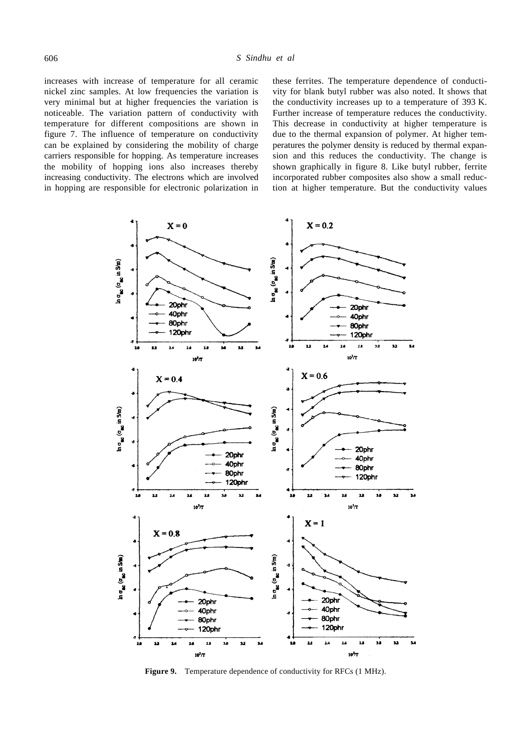increases with increase of temperature for all ceramic nickel zinc samples. At low frequencies the variation is very minimal but at higher frequencies the variation is noticeable. The variation pattern of conductivity with temperature for different compositions are shown in figure 7. The influence of temperature on conductivity can be explained by considering the mobility of charge carriers responsible for hopping. As temperature increases the mobility of hopping ions also increases thereby increasing conductivity. The electrons which are involved in hopping are responsible for electronic polarization in these ferrites. The temperature dependence of conductivity for blank butyl rubber was also noted. It shows that the conductivity increases up to a temperature of 393 K. Further increase of temperature reduces the conductivity. This decrease in conductivity at higher temperature is due to the thermal expansion of polymer. At higher temperatures the polymer density is reduced by thermal expansion and this reduces the conductivity. The change is shown graphically in figure 8. Like butyl rubber, ferrite incorporated rubber composites also show a small reduction at higher temperature. But the conductivity values

**Figure 9.** Temperature dependence of conductivity for RFCs (1 MHz).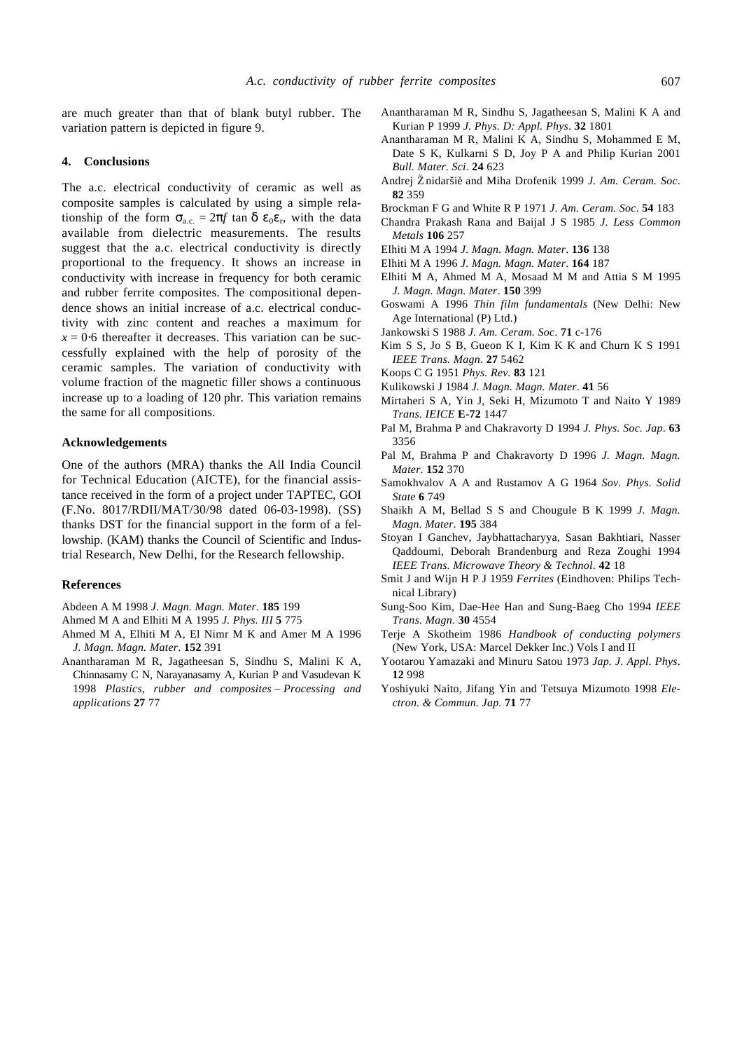are much greater than that of blank butyl rubber. The variation pattern is depicted in figure 9.

## 4. Conclusions

The a.c. electrical conductivity of ceramic as well as composite samples is calculated by using a simple relationship of the form $\sigma_{a.c.} = 2\pi f \tan\delta \, \varepsilon_0 \varepsilon_r$, with the data available from dielectric measurements. The results suggest that the a.c. electrical conductivity is directly proportional to the frequency. It shows an increase in conductivity with increase in frequency for both ceramic and rubber ferrite composites. The compositional dependence shows an initial increase of a.c. electrical conductivity with zinc content and reaches a maximum for $x = 0{\cdot}6$ thereafter it decreases. This variation can be successfully explained with the help of porosity of the ceramic samples. The variation of conductivity with volume fraction of the magnetic filler shows a continuous increase up to a loading of 120 phr. This variation remains the same for all compositions.

## Acknowledgements

One of the authors (MRA) thanks the All India Council for Technical Education (AICTE), for the financial assistance received in the form of a project under TAPTEC, GOI (F.No. 8017/RDII/MAT/30/98 dated 06-03-1998). (SS) thanks DST for the financial support in the form of a fellowship. (KAM) thanks the Council of Scientific and Industrial Research, New Delhi, for the Research fellowship.

## References

Abdeen A M 1998 *J. Magn. Magn. Mater*. **185** 199

Ahmed M A and Elhiti M A 1995 *J. Phys. III* **5** 775

Ahmed M A, Elhiti M A, El Nimr M K and Amer M A 1996 *J. Magn. Magn. Mater*. **152** 391

Anantharaman M R, Jagatheesan S, Sindhu S, Malini K A, Chinnasamy C N, Narayanasamy A, Kurian P and Vasudevan K 1998 *Plastics, rubber and composites – Processing and applications* **27** 77

Anantharaman M R, Sindhu S, Jagatheesan S, Malini K A and Kurian P 1999 *J. Phys. D: Appl. Phys*. **32** 1801

Anantharaman M R, Malini K A, Sindhu S, Mohammed E M, Date S K, Kulkarni S D, Joy P A and Philip Kurian 2001 *Bull. Mater. Sci*. **24** 623

Andrej Žnidaršič and Miha Drofenik 1999 *J. Am. Ceram. Soc*. **82** 359

Brockman F G and White R P 1971 *J. Am. Ceram. Soc*. **54** 183

Chandra Prakash Rana and Baijal J S 1985 *J. Less Common Metals* **106** 257

Elhiti M A 1994 *J. Magn. Magn. Mater*. **136** 138

Elhiti M A 1996 *J. Magn. Magn. Mater*. **164** 187

Elhiti M A, Ahmed M A, Mosaad M M and Attia S M 1995 *J. Magn. Magn. Mater*. **150** 399

Goswami A 1996 *Thin film fundamentals* (New Delhi: New Age International (P) Ltd.)

Jankowski S 1988 *J. Am. Ceram. Soc*. **71** c-176

Kim S S, Jo S B, Gueon K I, Kim K K and Churn K S 1991 *IEEE Trans. Magn*. **27** 5462

Koops C G 1951 *Phys. Rev*. **83** 121

Kulikowski J 1984 *J. Magn. Magn. Mater*. **41** 56

Mirtaheri S A, Yin J, Seki H, Mizumoto T and Naito Y 1989 *Trans. IEICE* **E-72** 1447

Pal M, Brahma P and Chakravorty D 1994 *J. Phys. Soc. Jap*. **63** 3356

Pal M, Brahma P and Chakravorty D 1996 *J. Magn. Magn. Mater*. **152** 370

Samokhvalov A A and Rustamov A G 1964 *Sov. Phys. Solid State* **6** 749

Shaikh A M, Bellad S S and Chougule B K 1999 *J. Magn. Magn. Mater*. **195** 384

Stoyan I Ganchev, Jaybhattacharyya, Sasan Bakhtiari, Nasser Qaddoumi, Deborah Brandenburg and Reza Zoughi 1994 *IEEE Trans. Microwave Theory & Technol*. **42** 18

Smit J and Wijn H P J 1959 *Ferrites* (Eindhoven: Philips Technical Library)

Sung-Soo Kim, Dae-Hee Han and Sung-Baeg Cho 1994 *IEEE Trans. Magn*. **30** 4554

Terje A Skotheim 1986 *Handbook of conducting polymers* (New York, USA: Marcel Dekker Inc.) Vols I and II

Yootarou Yamazaki and Minuru Satou 1973 *Jap. J. Appl. Phys*. **12** 998

Yoshiyuki Naito, Jifang Yin and Tetsuya Mizumoto 1998 *Electron. & Commun. Jap*. **71** 77